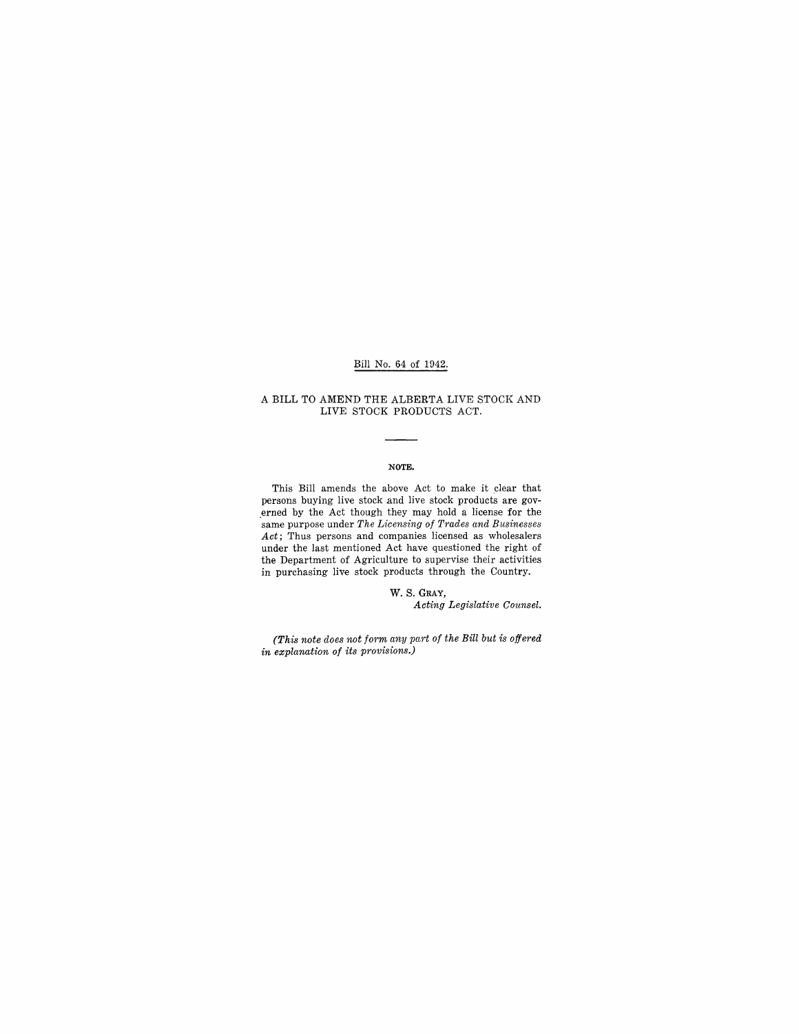Bill No. 64 of 1942.

A BILL TO AMEND THE ALBERTA LIVE STOCK AND LIVE STOCK PRODUCTS ACT.

---

**NOTE.**

This Bill amends the above Act to make it clear that persons buying live stock and live stock products are governed by the Act though they may hold a license for the same purpose under *The Licensing of Trades and Businesses Act*; Thus persons and companies licensed as wholesalers under the last mentioned Act have questioned the right of the Department of Agriculture to supervise their activities in purchasing live stock products through the Country.

W. S. GRAY,
*Acting Legislative Counsel.*

*(This note does not form any part of the Bill but is offered in explanation of its provisions.)*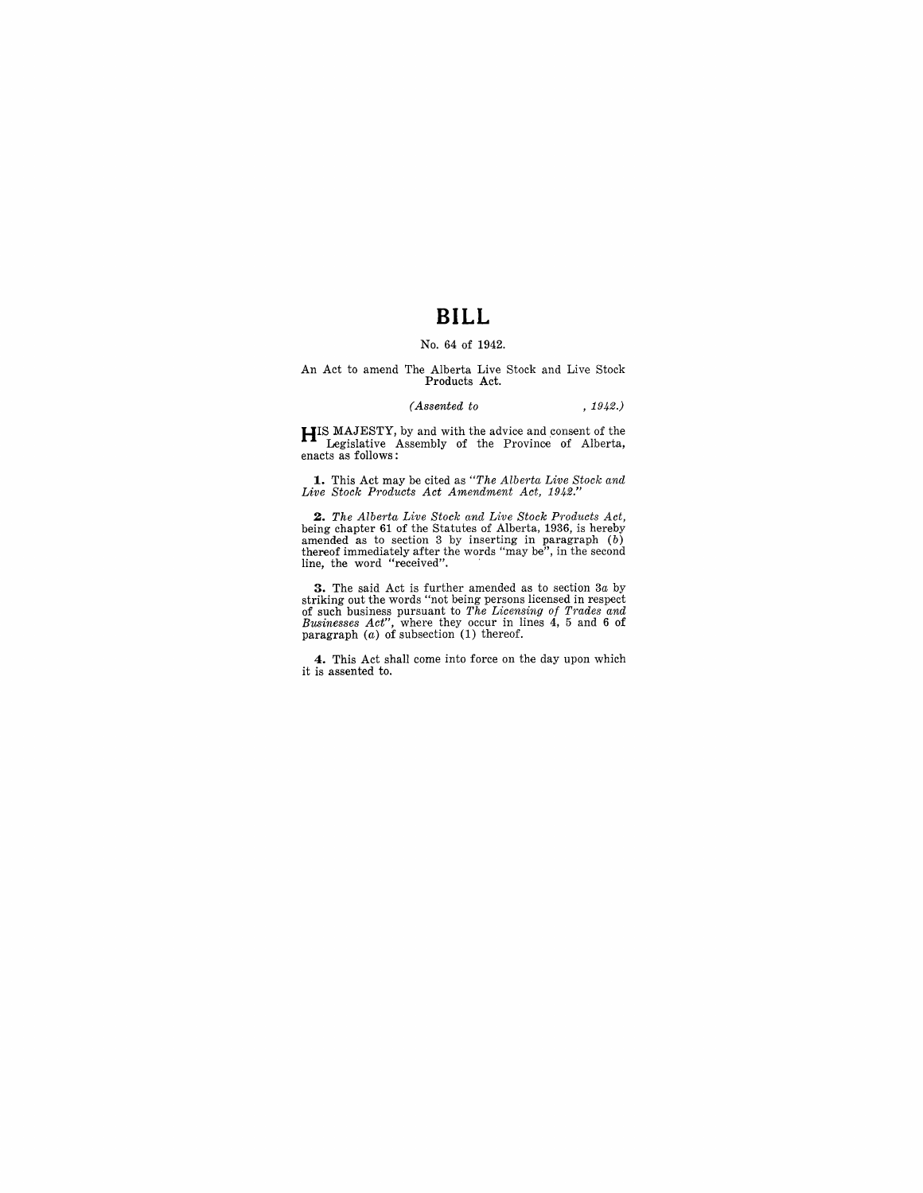# BILL

No. 64 of 1942.

An Act to amend The Alberta Live Stock and Live Stock Products Act.

*(Assented to , 1942.)*

HIS MAJESTY, by and with the advice and consent of the Legislative Assembly of the Province of Alberta, enacts as follows:

**1.** This Act may be cited as *"The Alberta Live Stock and Live Stock Products Act Amendment Act, 1942."*

**2.** *The Alberta Live Stock and Live Stock Products Act*, being chapter 61 of the Statutes of Alberta, 1936, is hereby amended as to section 3 by inserting in paragraph (*b*) thereof immediately after the words "may be", in the second line, the word "received".

**3.** The said Act is further amended as to section 3*a* by striking out the words "not being persons licensed in respect of such business pursuant to *The Licensing of Trades and Businesses Act*", where they occur in lines 4, 5 and 6 of paragraph (*a*) of subsection (1) thereof.

**4.** This Act shall come into force on the day upon which it is assented to.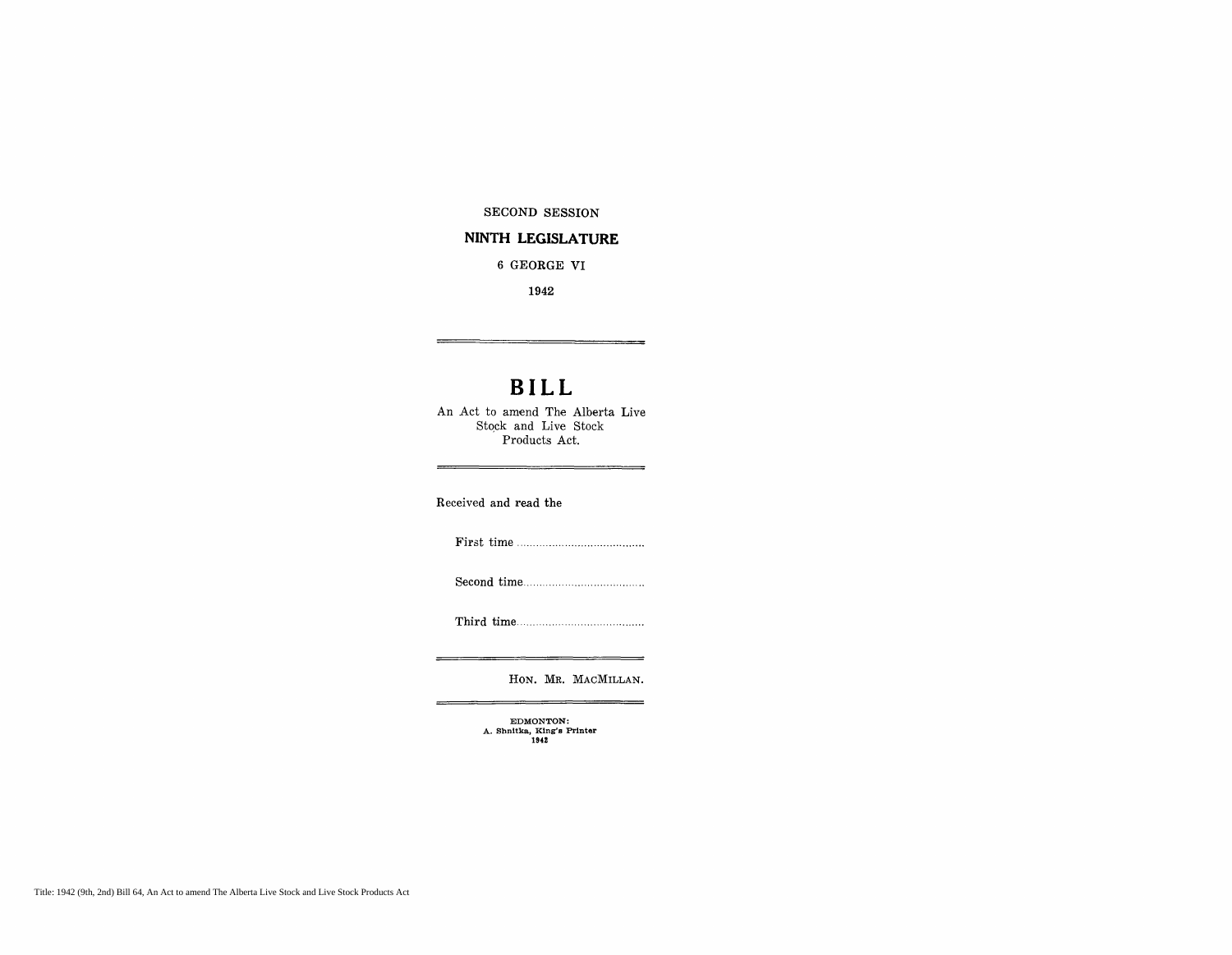SECOND SESSION

**NINTH LEGISLATURE**

6 GEORGE VI

1942

# BILL

An Act to amend The Alberta Live Stock and Live Stock Products Act.

Received and read the

First time ........................................

Second time......................................

Third time........................................

HON. MR. MACMILLAN.

EDMONTON:
A. Shnitka, King's Printer
1942

Title: 1942 (9th, 2nd) Bill 64, An Act to amend The Alberta Live Stock and Live Stock Products Act